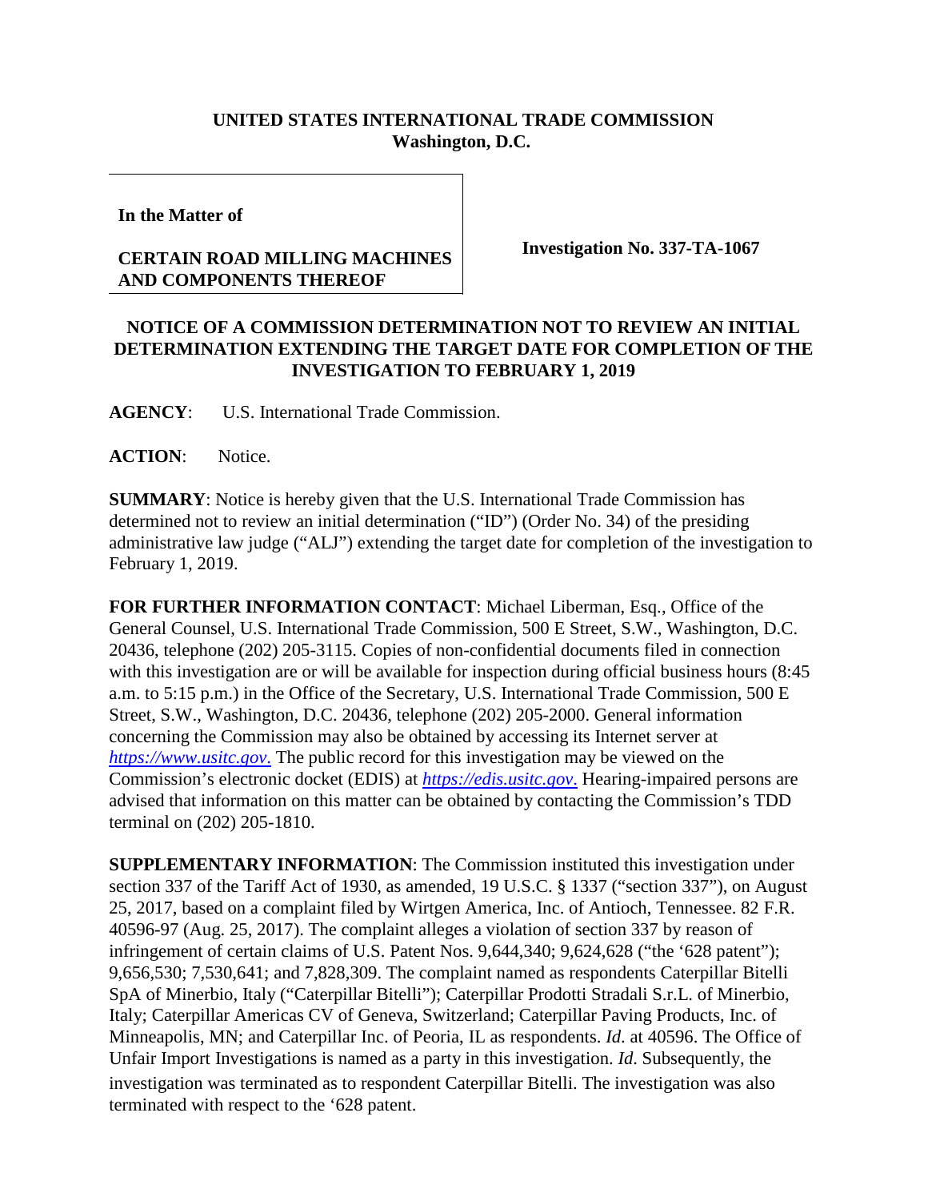**UNITED STATES INTERNATIONAL TRADE COMMISSION**
**Washington, D.C.**

**In the Matter of**

**CERTAIN ROAD MILLING MACHINES AND COMPONENTS THEREOF**

**Investigation No. 337-TA-1067**

**NOTICE OF A COMMISSION DETERMINATION NOT TO REVIEW AN INITIAL DETERMINATION EXTENDING THE TARGET DATE FOR COMPLETION OF THE INVESTIGATION TO FEBRUARY 1, 2019**

**AGENCY**: U.S. International Trade Commission.

**ACTION**: Notice.

**SUMMARY**: Notice is hereby given that the U.S. International Trade Commission has determined not to review an initial determination ("ID") (Order No. 34) of the presiding administrative law judge ("ALJ") extending the target date for completion of the investigation to February 1, 2019.

**FOR FURTHER INFORMATION CONTACT**: Michael Liberman, Esq., Office of the General Counsel, U.S. International Trade Commission, 500 E Street, S.W., Washington, D.C. 20436, telephone (202) 205-3115. Copies of non-confidential documents filed in connection with this investigation are or will be available for inspection during official business hours (8:45 a.m. to 5:15 p.m.) in the Office of the Secretary, U.S. International Trade Commission, 500 E Street, S.W., Washington, D.C. 20436, telephone (202) 205-2000. General information concerning the Commission may also be obtained by accessing its Internet server at *https://www.usitc.gov*. The public record for this investigation may be viewed on the Commission's electronic docket (EDIS) at *https://edis.usitc.gov*. Hearing-impaired persons are advised that information on this matter can be obtained by contacting the Commission's TDD terminal on (202) 205-1810.

**SUPPLEMENTARY INFORMATION**: The Commission instituted this investigation under section 337 of the Tariff Act of 1930, as amended, 19 U.S.C. § 1337 ("section 337"), on August 25, 2017, based on a complaint filed by Wirtgen America, Inc. of Antioch, Tennessee. 82 F.R. 40596-97 (Aug. 25, 2017). The complaint alleges a violation of section 337 by reason of infringement of certain claims of U.S. Patent Nos. 9,644,340; 9,624,628 ("the '628 patent"); 9,656,530; 7,530,641; and 7,828,309. The complaint named as respondents Caterpillar Bitelli SpA of Minerbio, Italy ("Caterpillar Bitelli"); Caterpillar Prodotti Stradali S.r.L. of Minerbio, Italy; Caterpillar Americas CV of Geneva, Switzerland; Caterpillar Paving Products, Inc. of Minneapolis, MN; and Caterpillar Inc. of Peoria, IL as respondents. *Id*. at 40596. The Office of Unfair Import Investigations is named as a party in this investigation. *Id*. Subsequently, the investigation was terminated as to respondent Caterpillar Bitelli. The investigation was also terminated with respect to the '628 patent.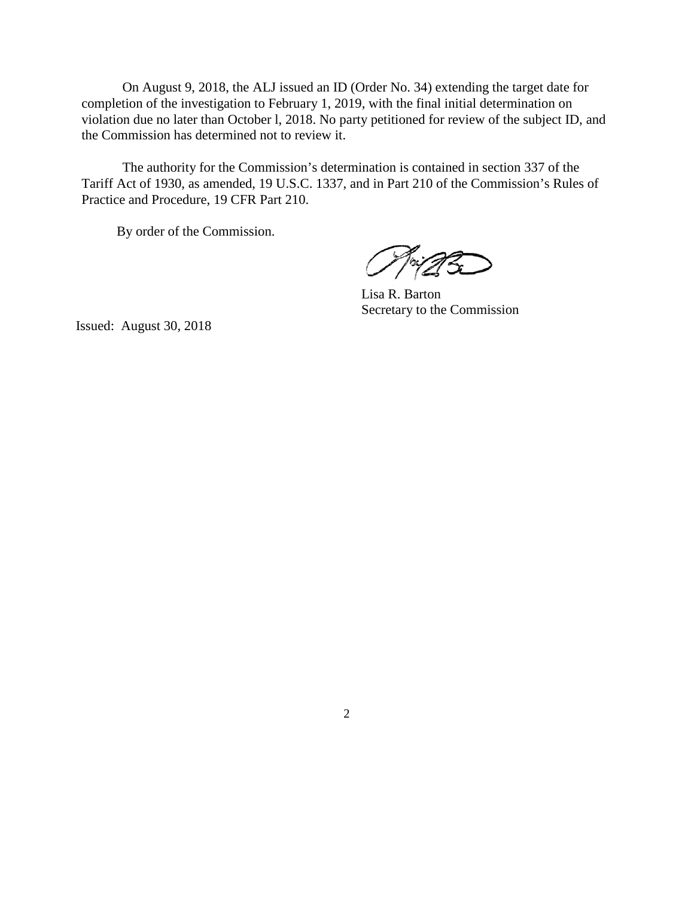On August 9, 2018, the ALJ issued an ID (Order No. 34) extending the target date for completion of the investigation to February 1, 2019, with the final initial determination on violation due no later than October l, 2018. No party petitioned for review of the subject ID, and the Commission has determined not to review it.

The authority for the Commission's determination is contained in section 337 of the Tariff Act of 1930, as amended, 19 U.S.C. 1337, and in Part 210 of the Commission's Rules of Practice and Procedure, 19 CFR Part 210.

By order of the Commission.

Lisa R. Barton
Secretary to the Commission

Issued: August 30, 2018